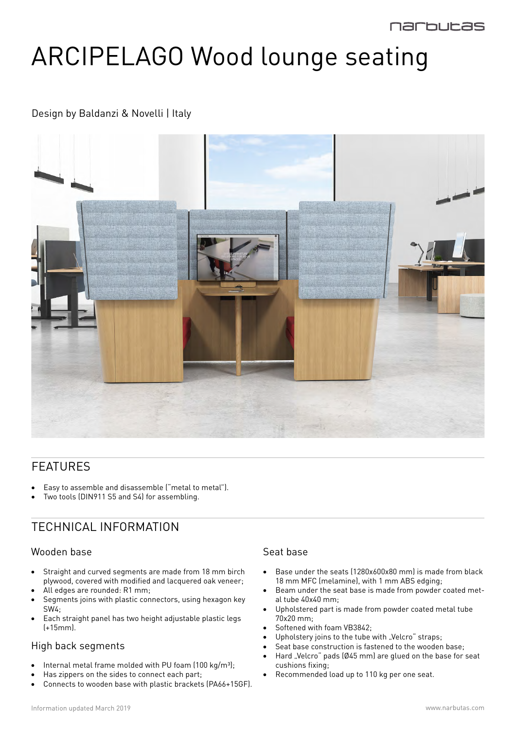# ARCIPELAGO Wood lounge seating

Design by Baldanzi & Novelli | Italy

## FEATURES

- Easy to assemble and disassemble ("metal to metal").
- Two tools (DIN911 S5 and S4) for assembling.

## TECHNICAL INFORMATION

### Wooden base

- Straight and curved segments are made from 18 mm birch plywood, covered with modified and lacquered oak veneer;
- All edges are rounded: R1 mm;
- Segments joins with plastic connectors, using hexagon key SW4;
- Each straight panel has two height adjustable plastic legs (+15mm).

### High back segments

- Internal metal frame molded with PU foam (100 kg/m³);
- Has zippers on the sides to connect each part;
- Connects to wooden base with plastic brackets (PA66+15GF).

### Seat base

- Base under the seats (1280x600x80 mm) is made from black 18 mm MFC (melamine), with 1 mm ABS edging;
- Beam under the seat base is made from powder coated metal tube 40x40 mm;
- Upholstered part is made from powder coated metal tube 70x20 mm;
- Softened with foam VB3842;
- Upholstery joins to the tube with „Velcro" straps;
- Seat base construction is fastened to the wooden base;
- Hard „Velcro" pads (Ø45 mm) are glued on the base for seat cushions fixing;
- Recommended load up to 110 kg per one seat.

Information updated March 2019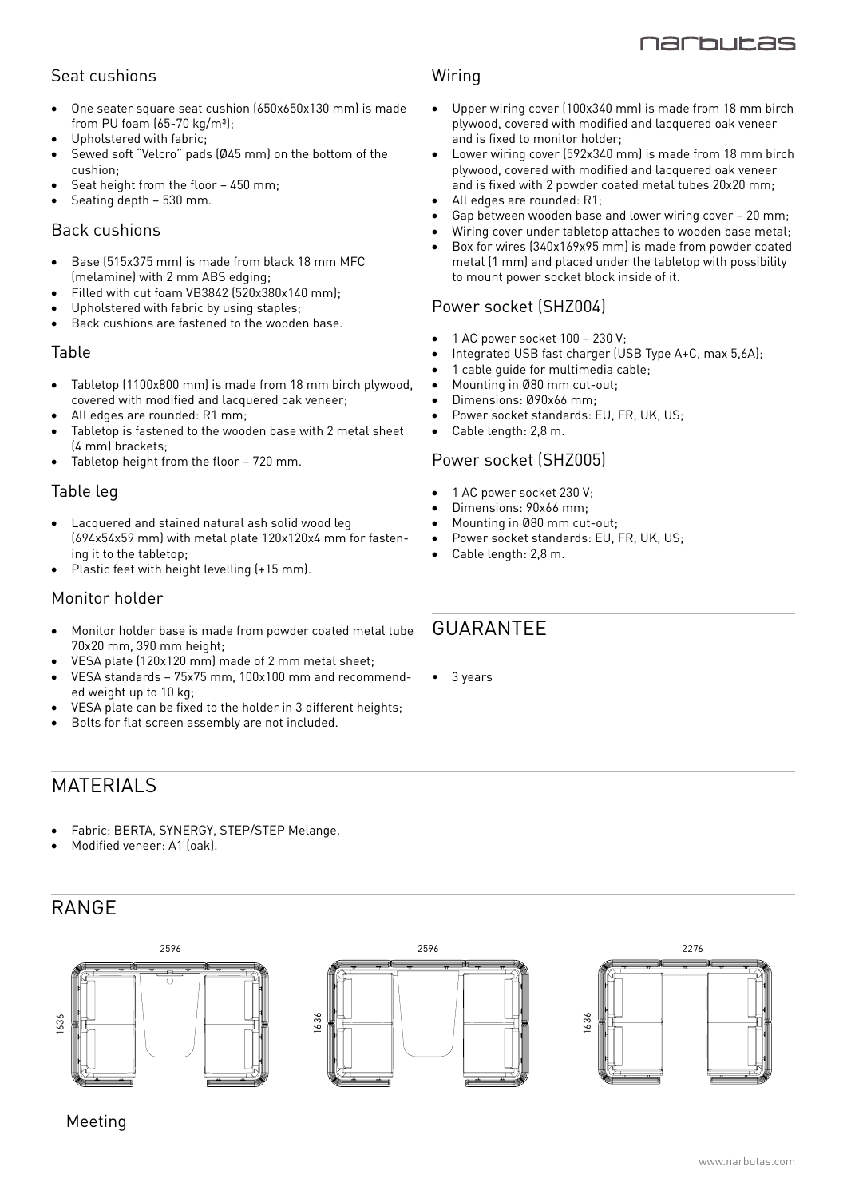## Seat cushions

- One seater square seat cushion (650x650x130 mm) is made from PU foam (65-70 kg/m³);
- Upholstered with fabric;
- Sewed soft "Velcro" pads (Ø45 mm) on the bottom of the cushion;
- Seat height from the floor – 450 mm;
- Seating depth – 530 mm.

## Back cushions

- Base (515x375 mm) is made from black 18 mm MFC (melamine) with 2 mm ABS edging;
- Filled with cut foam VB3842 (520x380x140 mm);
- Upholstered with fabric by using staples;
- Back cushions are fastened to the wooden base.

## Table

- Tabletop (1100x800 mm) is made from 18 mm birch plywood, covered with modified and lacquered oak veneer;
- All edges are rounded: R1 mm;
- Tabletop is fastened to the wooden base with 2 metal sheet (4 mm) brackets;
- Tabletop height from the floor – 720 mm.

## Table leg

- Lacquered and stained natural ash solid wood leg (694x54x59 mm) with metal plate 120x120x4 mm for fastening it to the tabletop;
- Plastic feet with height levelling (+15 mm).

## Monitor holder

- Monitor holder base is made from powder coated metal tube 70x20 mm, 390 mm height;
- VESA plate (120x120 mm) made of 2 mm metal sheet;
- VESA standards – 75x75 mm, 100x100 mm and recommended weight up to 10 kg;
- VESA plate can be fixed to the holder in 3 different heights;
- Bolts for flat screen assembly are not included.

## Wiring

- Upper wiring cover (100x340 mm) is made from 18 mm birch plywood, covered with modified and lacquered oak veneer and is fixed to monitor holder;
- Lower wiring cover (592x340 mm) is made from 18 mm birch plywood, covered with modified and lacquered oak veneer and is fixed with 2 powder coated metal tubes 20x20 mm;
- All edges are rounded: R1;
- Gap between wooden base and lower wiring cover – 20 mm;
- Wiring cover under tabletop attaches to wooden base metal;
- Box for wires (340x169x95 mm) is made from powder coated metal (1 mm) and placed under the tabletop with possibility to mount power socket block inside of it.

## Power socket (SHZ004)

- 1 AC power socket 100 – 230 V;
- Integrated USB fast charger (USB Type A+C, max 5,6A);
- 1 cable guide for multimedia cable;
- Mounting in Ø80 mm cut-out;
- Dimensions: Ø90x66 mm;
- Power socket standards: EU, FR, UK, US;
- Cable length: 2,8 m.

## Power socket (SHZ005)

- 1 AC power socket 230 V;
- Dimensions: 90x66 mm;
- Mounting in Ø80 mm cut-out;
- Power socket standards: EU, FR, UK, US;
- Cable length: 2,8 m.

# GUARANTEE

- 3 years

# MATERIALS

- Fabric: BERTA, SYNERGY, STEP/STEP Melange.
- Modified veneer: A1 (oak).

# RANGE

2596 × 1636

2596 × 1636

2276 × 1636

Meeting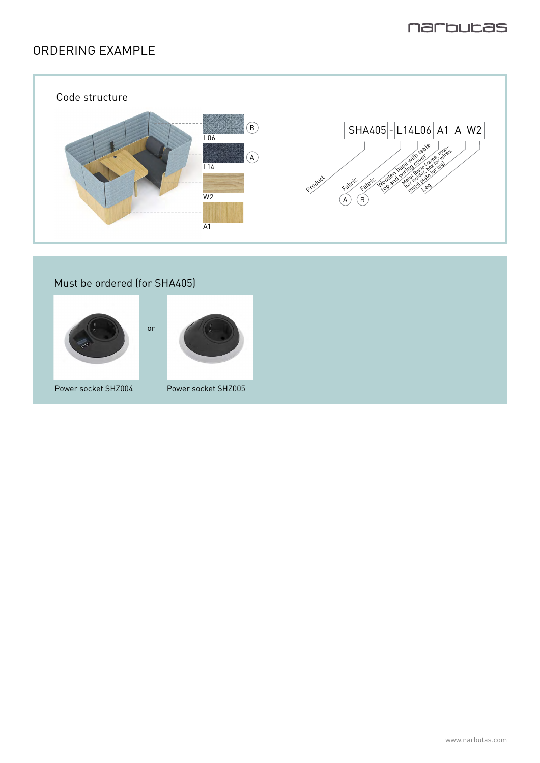# ORDERING EXAMPLE

## Code structure

L06 (B)

L14 (A)

W2

A1

| SHA405 | - | L14L06 | A1 | A | W2 |
|---|---|---|---|---|---|

Product

Fabric (A)

Fabric (B)

Wooden base with table top and wiring cover

Metal base frame, monitor holder, box for wires, metal plate for leg

Leg

## Must be ordered (for SHA405)

Power socket SHZ004

or

Power socket SHZ005